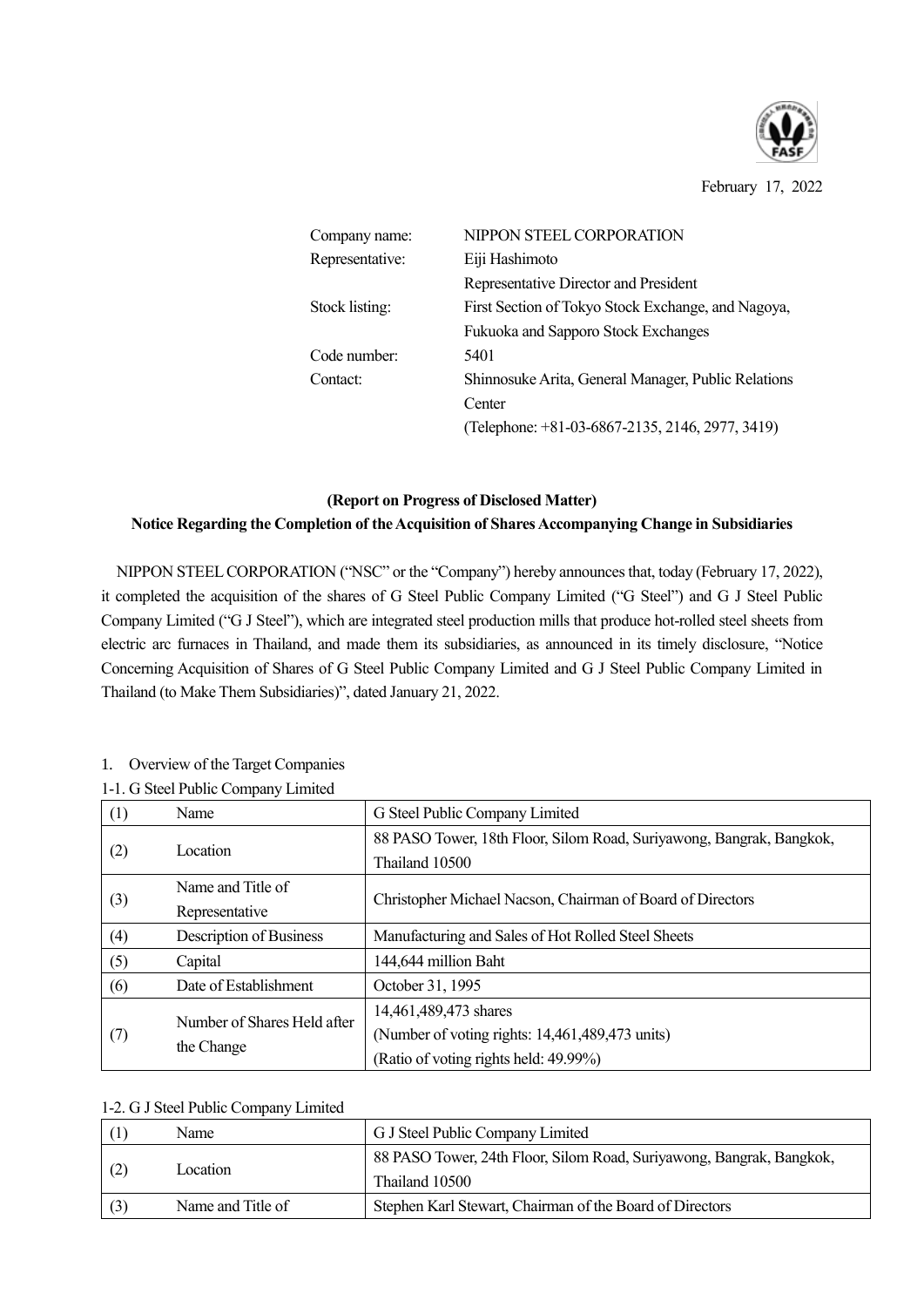February 17, 2022

| | |
|---|---|
| Company name: | NIPPON STEEL CORPORATION |
| Representative: | Eiji Hashimoto<br>Representative Director and President |
| Stock listing: | First Section of Tokyo Stock Exchange, and Nagoya, Fukuoka and Sapporo Stock Exchanges |
| Code number: | 5401 |
| Contact: | Shinnosuke Arita, General Manager, Public Relations Center<br>(Telephone: +81-03-6867-2135, 2146, 2977, 3419) |

**(Report on Progress of Disclosed Matter)**

**Notice Regarding the Completion of the Acquisition of Shares Accompanying Change in Subsidiaries**

NIPPON STEEL CORPORATION ("NSC" or the "Company") hereby announces that, today (February 17, 2022), it completed the acquisition of the shares of G Steel Public Company Limited ("G Steel") and G J Steel Public Company Limited ("G J Steel"), which are integrated steel production mills that produce hot-rolled steel sheets from electric arc furnaces in Thailand, and made them its subsidiaries, as announced in its timely disclosure, "Notice Concerning Acquisition of Shares of G Steel Public Company Limited and G J Steel Public Company Limited in Thailand (to Make Them Subsidiaries)", dated January 21, 2022.

1. Overview of the Target Companies

1-1. G Steel Public Company Limited

| | | |
|---|---|---|
| (1) | Name | G Steel Public Company Limited |
| (2) | Location | 88 PASO Tower, 18th Floor, Silom Road, Suriyawong, Bangrak, Bangkok, Thailand 10500 |
| (3) | Name and Title of Representative | Christopher Michael Nacson, Chairman of Board of Directors |
| (4) | Description of Business | Manufacturing and Sales of Hot Rolled Steel Sheets |
| (5) | Capital | 144,644 million Baht |
| (6) | Date of Establishment | October 31, 1995 |
| (7) | Number of Shares Held after the Change | 14,461,489,473 shares<br>(Number of voting rights: 14,461,489,473 units)<br>(Ratio of voting rights held: 49.99%) |

1-2. G J Steel Public Company Limited

| | | |
|---|---|---|
| (1) | Name | G J Steel Public Company Limited |
| (2) | Location | 88 PASO Tower, 24th Floor, Silom Road, Suriyawong, Bangrak, Bangkok, Thailand 10500 |
| (3) | Name and Title of | Stephen Karl Stewart, Chairman of the Board of Directors |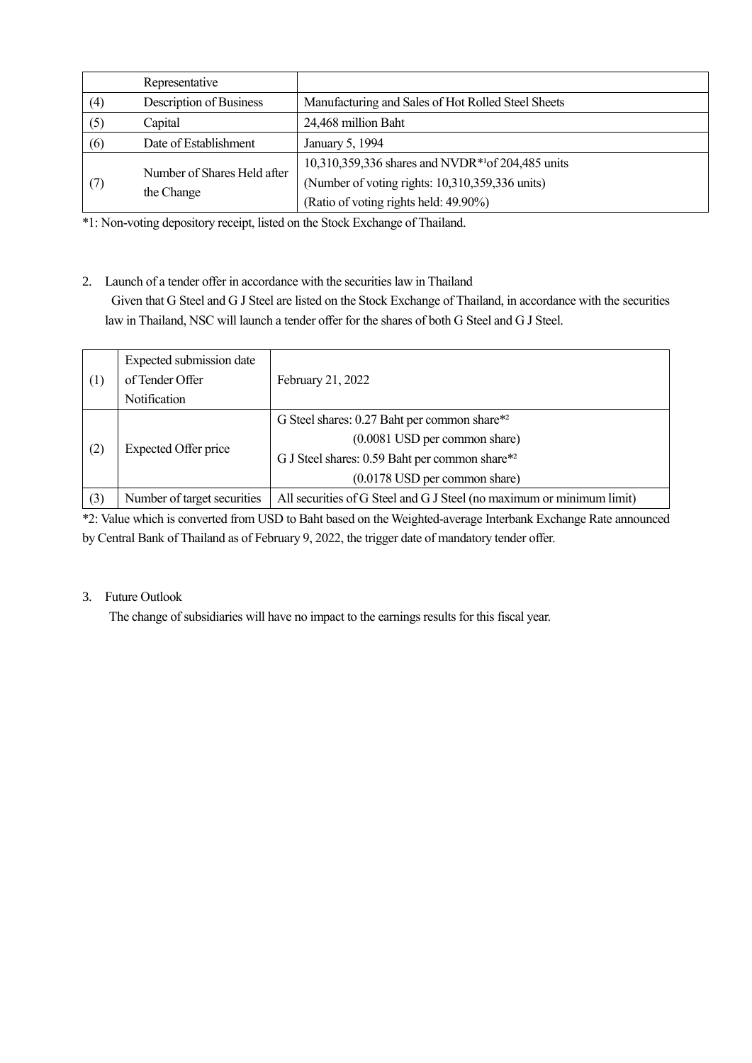| | | |
|---|---|---|
| | Representative | |
| (4) | Description of Business | Manufacturing and Sales of Hot Rolled Steel Sheets |
| (5) | Capital | 24,468 million Baht |
| (6) | Date of Establishment | January 5, 1994 |
| (7) | Number of Shares Held after the Change | 10,310,359,336 shares and NVDR*[1] of 204,485 units<br>(Number of voting rights: 10,310,359,336 units)<br>(Ratio of voting rights held: 49.90%) |

*1: Non-voting depository receipt, listed on the Stock Exchange of Thailand.

2. Launch of a tender offer in accordance with the securities law in Thailand

Given that G Steel and G J Steel are listed on the Stock Exchange of Thailand, in accordance with the securities law in Thailand, NSC will launch a tender offer for the shares of both G Steel and G J Steel.

| | | |
|---|---|---|
| (1) | Expected submission date of Tender Offer Notification | February 21, 2022 |
| (2) | Expected Offer price | G Steel shares: 0.27 Baht per common share*[2]<br>(0.0081 USD per common share)<br>G J Steel shares: 0.59 Baht per common share*[2]<br>(0.0178 USD per common share) |
| (3) | Number of target securities | All securities of G Steel and G J Steel (no maximum or minimum limit) |

*2: Value which is converted from USD to Baht based on the Weighted-average Interbank Exchange Rate announced by Central Bank of Thailand as of February 9, 2022, the trigger date of mandatory tender offer.

3. Future Outlook

The change of subsidiaries will have no impact to the earnings results for this fiscal year.